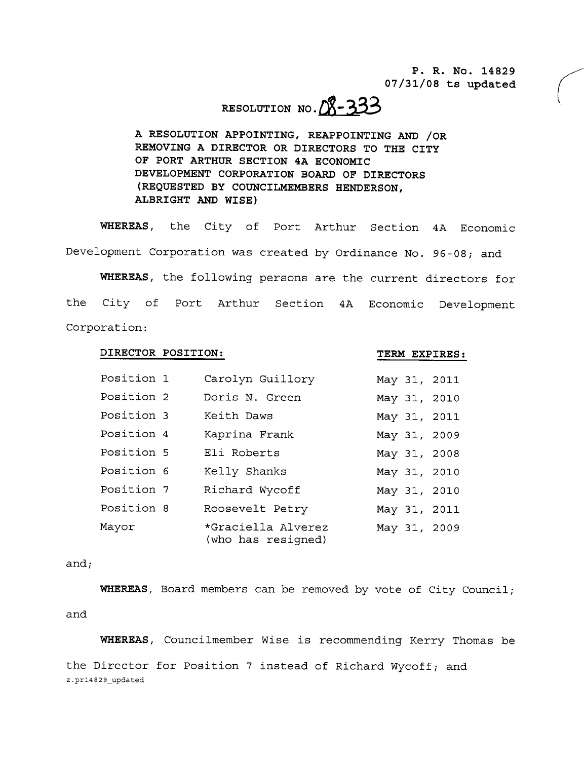P. R. No. 14829
07/31/08 ts updated

# RESOLUTION NO. 08-333

**A RESOLUTION APPOINTING, REAPPOINTING AND /OR REMOVING A DIRECTOR OR DIRECTORS TO THE CITY OF PORT ARTHUR SECTION 4A ECONOMIC DEVELOPMENT CORPORATION BOARD OF DIRECTORS (REQUESTED BY COUNCILMEMBERS HENDERSON, ALBRIGHT AND WISE)**

**WHEREAS**, the City of Port Arthur Section 4A Economic Development Corporation was created by Ordinance No. 96-08; and

**WHEREAS**, the following persons are the current directors for the City of Port Arthur Section 4A Economic Development Corporation:

| DIRECTOR POSITION: | | TERM EXPIRES: |
|---|---|---|
| Position 1 | Carolyn Guillory | May 31, 2011 |
| Position 2 | Doris N. Green | May 31, 2010 |
| Position 3 | Keith Daws | May 31, 2011 |
| Position 4 | Kaprina Frank | May 31, 2009 |
| Position 5 | Eli Roberts | May 31, 2008 |
| Position 6 | Kelly Shanks | May 31, 2010 |
| Position 7 | Richard Wycoff | May 31, 2010 |
| Position 8 | Roosevelt Petry | May 31, 2011 |
| Mayor | *Graciella Alverez (who has resigned) | May 31, 2009 |

and;

**WHEREAS**, Board members can be removed by vote of City Council; and

**WHEREAS**, Councilmember Wise is recommending Kerry Thomas be the Director for Position 7 instead of Richard Wycoff; and

z.pr14829_updated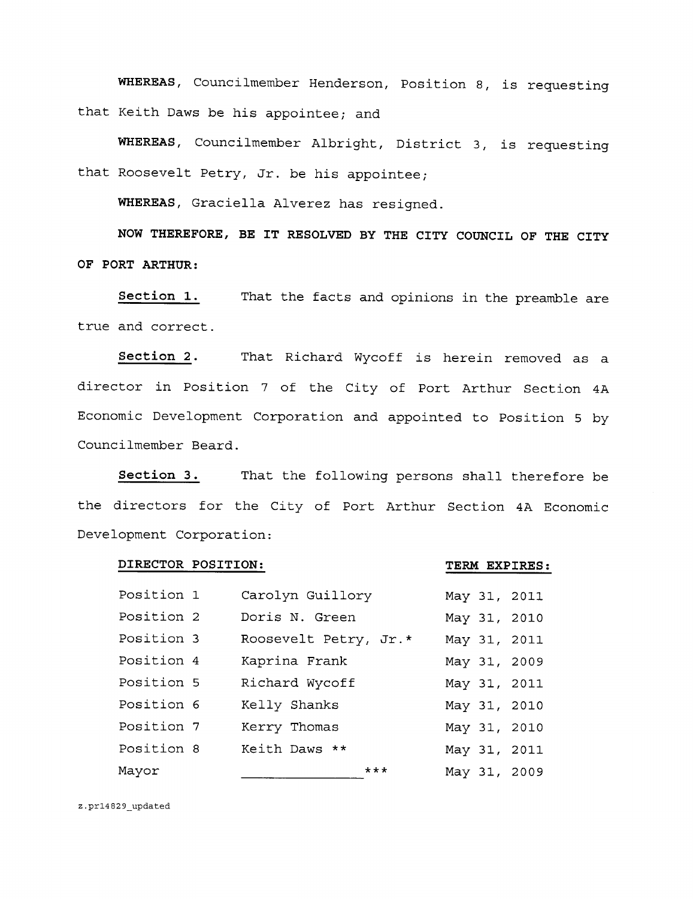**WHEREAS**, Councilmember Henderson, Position 8, is requesting that Keith Daws be his appointee; and

**WHEREAS**, Councilmember Albright, District 3, is requesting that Roosevelt Petry, Jr. be his appointee;

**WHEREAS**, Graciella Alverez has resigned.

**NOW THEREFORE, BE IT RESOLVED BY THE CITY COUNCIL OF THE CITY OF PORT ARTHUR:**

**Section 1.** That the facts and opinions in the preamble are true and correct.

**Section 2.** That Richard Wycoff is herein removed as a director in Position 7 of the City of Port Arthur Section 4A Economic Development Corporation and appointed to Position 5 by Councilmember Beard.

**Section 3.** That the following persons shall therefore be the directors for the City of Port Arthur Section 4A Economic Development Corporation:

| DIRECTOR POSITION: | | TERM EXPIRES: |
|---|---|---|
| Position 1 | Carolyn Guillory | May 31, 2011 |
| Position 2 | Doris N. Green | May 31, 2010 |
| Position 3 | Roosevelt Petry, Jr.* | May 31, 2011 |
| Position 4 | Kaprina Frank | May 31, 2009 |
| Position 5 | Richard Wycoff | May 31, 2011 |
| Position 6 | Kelly Shanks | May 31, 2010 |
| Position 7 | Kerry Thomas | May 31, 2010 |
| Position 8 | Keith Daws ** | May 31, 2011 |
| Mayor | _______________*** | May 31, 2009 |

z.pr14829_updated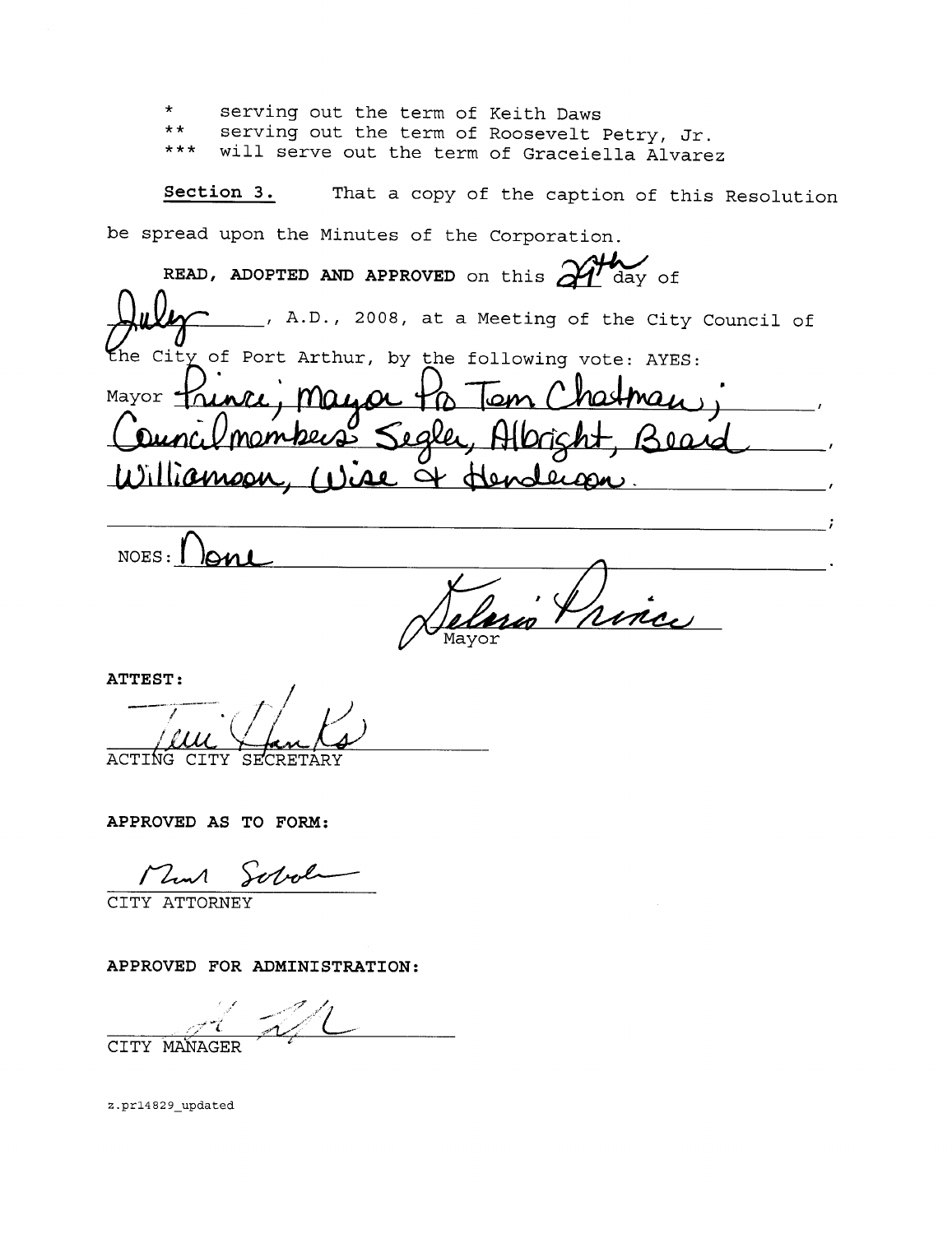\* serving out the term of Keith Daws
\*\* serving out the term of Roosevelt Petry, Jr.
\*\*\* will serve out the term of Graceiella Alvarez

**Section 3.** That a copy of the caption of this Resolution be spread upon the Minutes of the Corporation.

**READ, ADOPTED AND APPROVED** on this 29th day of July, A.D., 2008, at a Meeting of the City Council of the City of Port Arthur, by the following vote: AYES: Mayor Prince; Mayor Pro Tem Chatman; Councilmembers Segler, Albright, Beard, Williamson, Wise & Henderson.

NOES: None.

Delores Prince
Mayor

**ATTEST:**

Terri Hanks
ACTING CITY SECRETARY

**APPROVED AS TO FORM:**

Mark Sokolow
CITY ATTORNEY

**APPROVED FOR ADMINISTRATION:**

CITY MANAGER

z.pr14829_updated